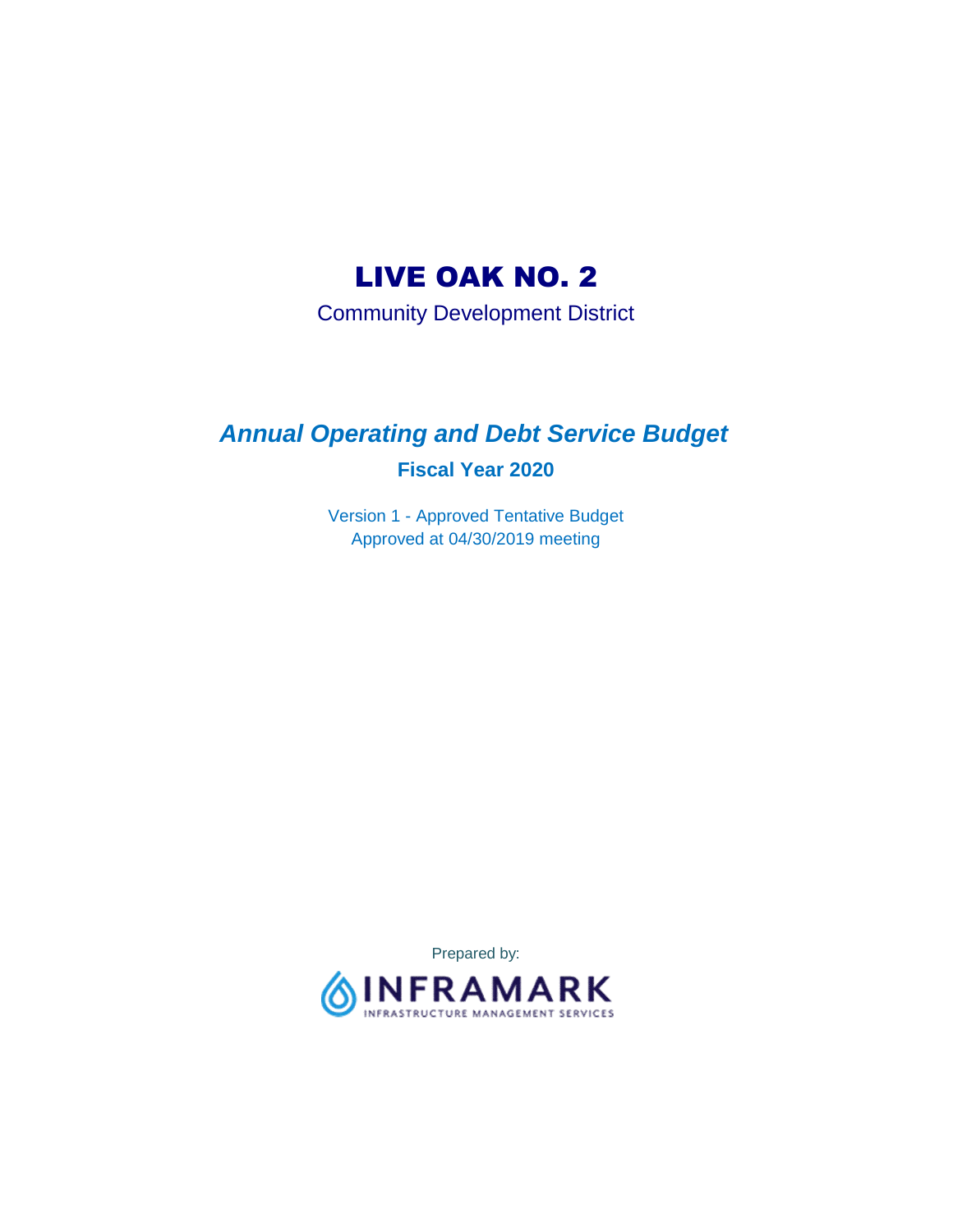# LIVE OAK NO. 2

Community Development District

## *Annual Operating and Debt Service Budget*

### Fiscal Year 2020

Version 1 - Approved Tentative Budget
Approved at 04/30/2019 meeting

Prepared by:

INFRAMARK
INFRASTRUCTURE MANAGEMENT SERVICES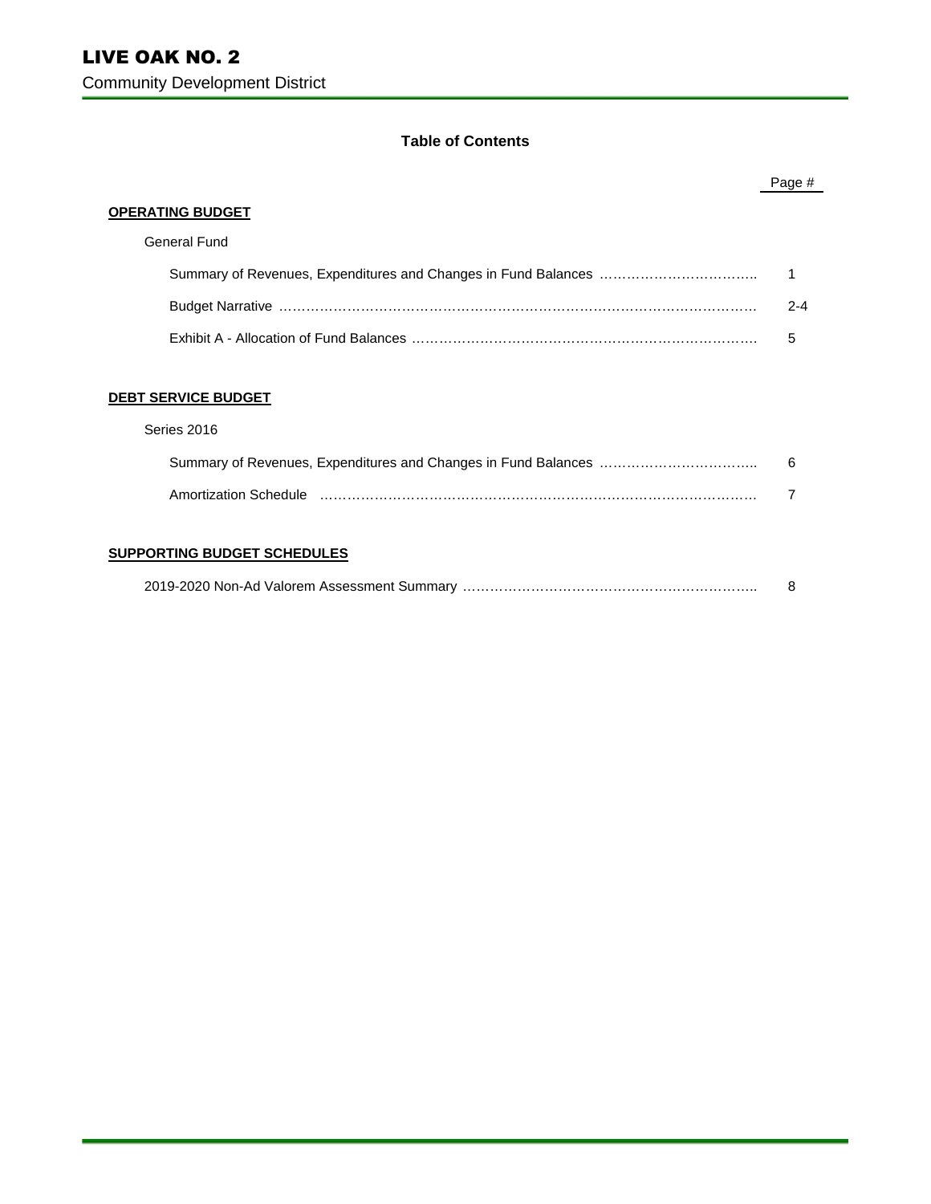# LIVE OAK NO. 2

Community Development District

## Table of Contents

| | Page # |
|---|---|
| **OPERATING BUDGET** | |
| General Fund | |
| Summary of Revenues, Expenditures and Changes in Fund Balances | 1 |
| Budget Narrative | 2-4 |
| Exhibit A - Allocation of Fund Balances | 5 |
| **DEBT SERVICE BUDGET** | |
| Series 2016 | |
| Summary of Revenues, Expenditures and Changes in Fund Balances | 6 |
| Amortization Schedule | 7 |
| **SUPPORTING BUDGET SCHEDULES** | |
| 2019-2020 Non-Ad Valorem Assessment Summary | 8 |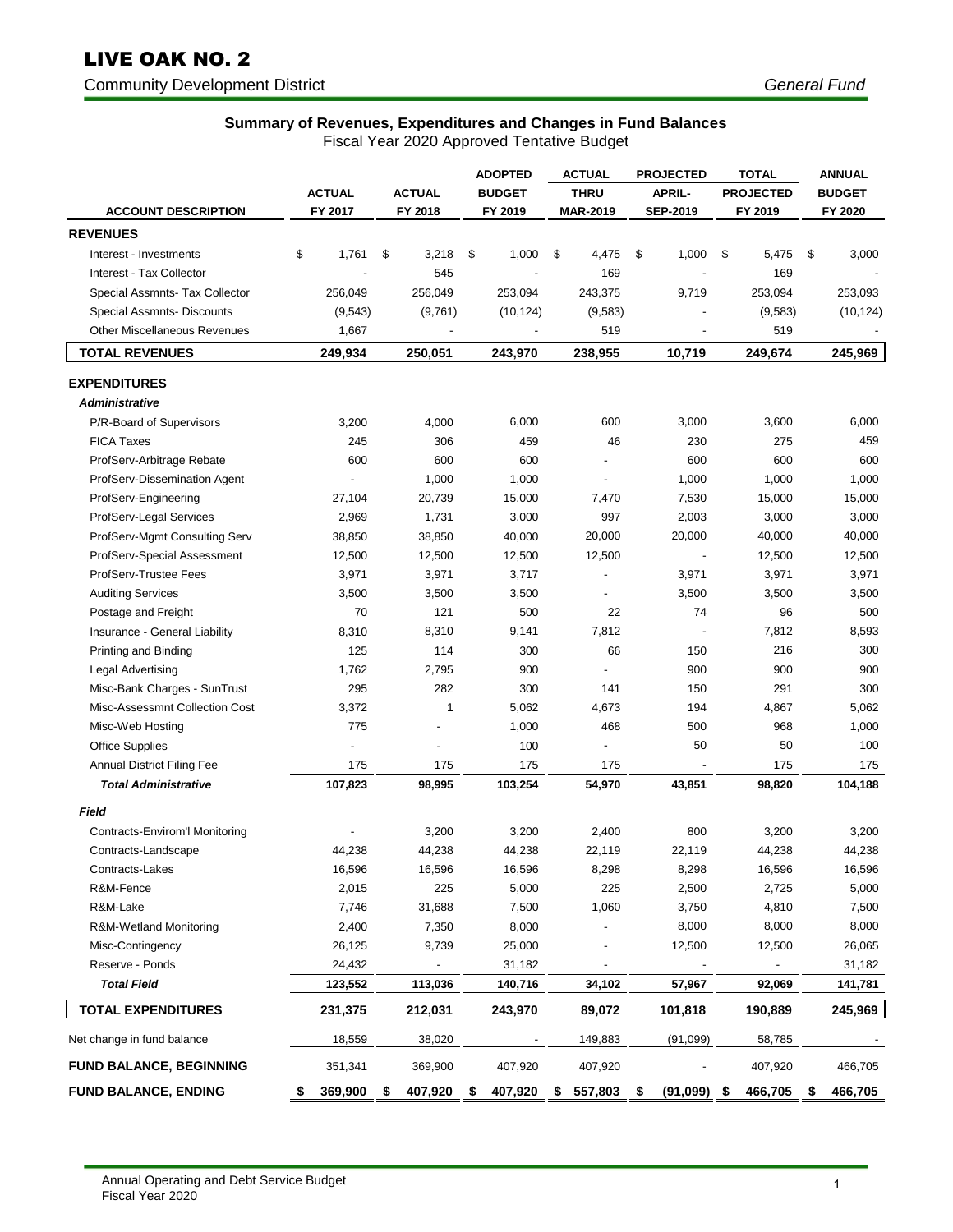# LIVE OAK NO. 2

Community Development District

*General Fund*

## Summary of Revenues, Expenditures and Changes in Fund Balances

Fiscal Year 2020 Approved Tentative Budget

| ACCOUNT DESCRIPTION | ACTUAL FY 2017 | ACTUAL FY 2018 | ADOPTED BUDGET FY 2019 | ACTUAL THRU MAR-2019 | PROJECTED APRIL-SEP-2019 | TOTAL PROJECTED FY 2019 | ANNUAL BUDGET FY 2020 |
|---|---|---|---|---|---|---|---|
| **REVENUES** | | | | | | | |
| Interest - Investments | $ 1,761 | $ 3,218 | $ 1,000 | $ 4,475 | $ 1,000 | $ 5,475 | $ 3,000 |
| Interest - Tax Collector | - | 545 | - | 169 | - | 169 | - |
| Special Assmnts- Tax Collector | 256,049 | 256,049 | 253,094 | 243,375 | 9,719 | 253,094 | 253,093 |
| Special Assmnts- Discounts | (9,543) | (9,761) | (10,124) | (9,583) | - | (9,583) | (10,124) |
| Other Miscellaneous Revenues | 1,667 | - | - | 519 | - | 519 | - |
| **TOTAL REVENUES** | **249,934** | **250,051** | **243,970** | **238,955** | **10,719** | **249,674** | **245,969** |
| **EXPENDITURES** | | | | | | | |
| ***Administrative*** | | | | | | | |
| P/R-Board of Supervisors | 3,200 | 4,000 | 6,000 | 600 | 3,000 | 3,600 | 6,000 |
| FICA Taxes | 245 | 306 | 459 | 46 | 230 | 275 | 459 |
| ProfServ-Arbitrage Rebate | 600 | 600 | 600 | - | 600 | 600 | 600 |
| ProfServ-Dissemination Agent | - | 1,000 | 1,000 | - | 1,000 | 1,000 | 1,000 |
| ProfServ-Engineering | 27,104 | 20,739 | 15,000 | 7,470 | 7,530 | 15,000 | 15,000 |
| ProfServ-Legal Services | 2,969 | 1,731 | 3,000 | 997 | 2,003 | 3,000 | 3,000 |
| ProfServ-Mgmt Consulting Serv | 38,850 | 38,850 | 40,000 | 20,000 | 20,000 | 40,000 | 40,000 |
| ProfServ-Special Assessment | 12,500 | 12,500 | 12,500 | 12,500 | - | 12,500 | 12,500 |
| ProfServ-Trustee Fees | 3,971 | 3,971 | 3,717 | - | 3,971 | 3,971 | 3,971 |
| Auditing Services | 3,500 | 3,500 | 3,500 | - | 3,500 | 3,500 | 3,500 |
| Postage and Freight | 70 | 121 | 500 | 22 | 74 | 96 | 500 |
| Insurance - General Liability | 8,310 | 8,310 | 9,141 | 7,812 | - | 7,812 | 8,593 |
| Printing and Binding | 125 | 114 | 300 | 66 | 150 | 216 | 300 |
| Legal Advertising | 1,762 | 2,795 | 900 | - | 900 | 900 | 900 |
| Misc-Bank Charges - SunTrust | 295 | 282 | 300 | 141 | 150 | 291 | 300 |
| Misc-Assessmnt Collection Cost | 3,372 | 1 | 5,062 | 4,673 | 194 | 4,867 | 5,062 |
| Misc-Web Hosting | 775 | - | 1,000 | 468 | 500 | 968 | 1,000 |
| Office Supplies | - | - | 100 | - | 50 | 50 | 100 |
| Annual District Filing Fee | 175 | 175 | 175 | 175 | - | 175 | 175 |
| ***Total Administrative*** | **107,823** | **98,995** | **103,254** | **54,970** | **43,851** | **98,820** | **104,188** |
| ***Field*** | | | | | | | |
| Contracts-Envirom'l Monitoring | - | 3,200 | 3,200 | 2,400 | 800 | 3,200 | 3,200 |
| Contracts-Landscape | 44,238 | 44,238 | 44,238 | 22,119 | 22,119 | 44,238 | 44,238 |
| Contracts-Lakes | 16,596 | 16,596 | 16,596 | 8,298 | 8,298 | 16,596 | 16,596 |
| R&M-Fence | 2,015 | 225 | 5,000 | 225 | 2,500 | 2,725 | 5,000 |
| R&M-Lake | 7,746 | 31,688 | 7,500 | 1,060 | 3,750 | 4,810 | 7,500 |
| R&M-Wetland Monitoring | 2,400 | 7,350 | 8,000 | - | 8,000 | 8,000 | 8,000 |
| Misc-Contingency | 26,125 | 9,739 | 25,000 | - | 12,500 | 12,500 | 26,065 |
| Reserve - Ponds | 24,432 | - | 31,182 | - | - | - | 31,182 |
| ***Total Field*** | **123,552** | **113,036** | **140,716** | **34,102** | **57,967** | **92,069** | **141,781** |
| **TOTAL EXPENDITURES** | **231,375** | **212,031** | **243,970** | **89,072** | **101,818** | **190,889** | **245,969** |
| Net change in fund balance | 18,559 | 38,020 | - | 149,883 | (91,099) | 58,785 | - |
| **FUND BALANCE, BEGINNING** | 351,341 | 369,900 | 407,920 | 407,920 | - | 407,920 | 466,705 |
| **FUND BALANCE, ENDING** | **$ 369,900** | **$ 407,920** | **$ 407,920** | **$ 557,803** | **$ (91,099)** | **$ 466,705** | **$ 466,705** |

Annual Operating and Debt Service Budget
Fiscal Year 2020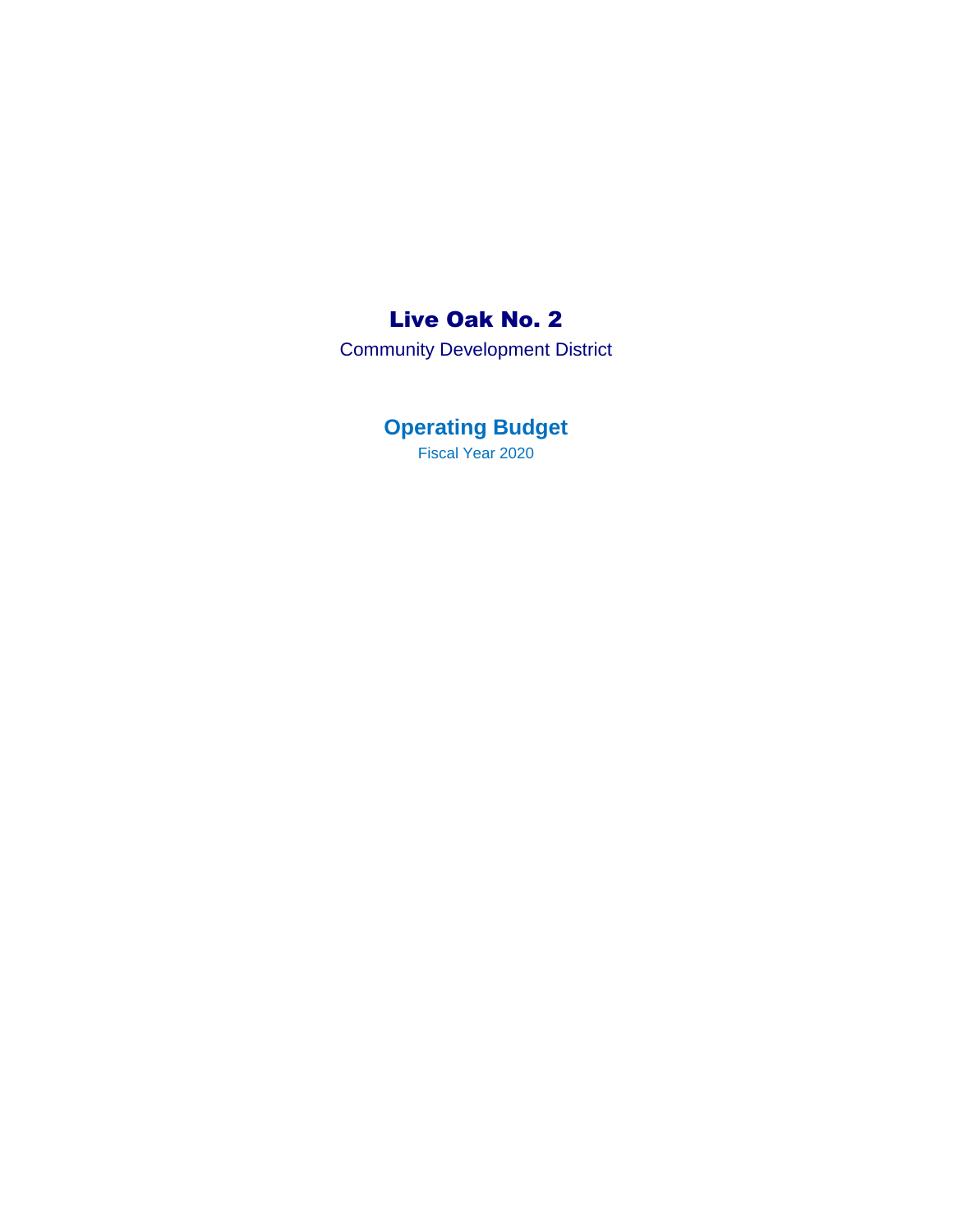# Live Oak No. 2

Community Development District

## Operating Budget

Fiscal Year 2020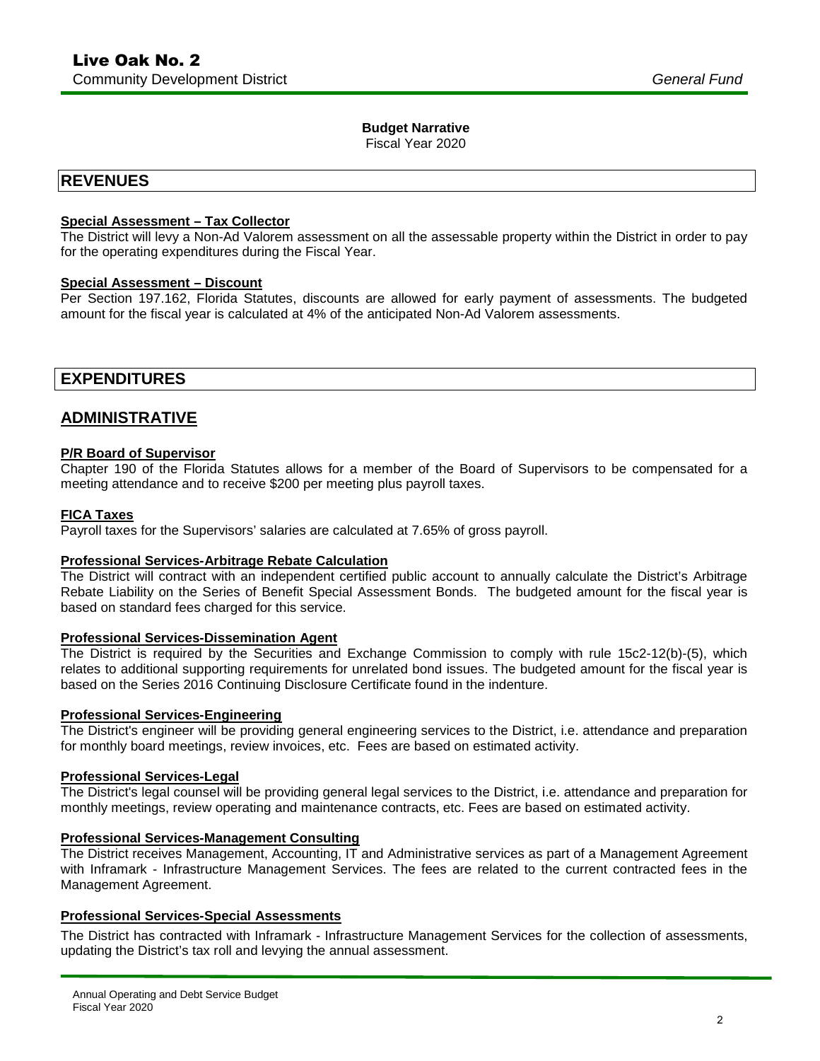## Budget Narrative

Fiscal Year 2020

# REVENUES

**Special Assessment – Tax Collector**

The District will levy a Non-Ad Valorem assessment on all the assessable property within the District in order to pay for the operating expenditures during the Fiscal Year.

**Special Assessment – Discount**

Per Section 197.162, Florida Statutes, discounts are allowed for early payment of assessments. The budgeted amount for the fiscal year is calculated at 4% of the anticipated Non-Ad Valorem assessments.

# EXPENDITURES

## ADMINISTRATIVE

**P/R Board of Supervisor**

Chapter 190 of the Florida Statutes allows for a member of the Board of Supervisors to be compensated for a meeting attendance and to receive $200 per meeting plus payroll taxes.

**FICA Taxes**

Payroll taxes for the Supervisors' salaries are calculated at 7.65% of gross payroll.

**Professional Services-Arbitrage Rebate Calculation**

The District will contract with an independent certified public account to annually calculate the District's Arbitrage Rebate Liability on the Series of Benefit Special Assessment Bonds. The budgeted amount for the fiscal year is based on standard fees charged for this service.

**Professional Services-Dissemination Agent**

The District is required by the Securities and Exchange Commission to comply with rule 15c2-12(b)-(5), which relates to additional supporting requirements for unrelated bond issues. The budgeted amount for the fiscal year is based on the Series 2016 Continuing Disclosure Certificate found in the indenture.

**Professional Services-Engineering**

The District's engineer will be providing general engineering services to the District, i.e. attendance and preparation for monthly board meetings, review invoices, etc. Fees are based on estimated activity.

**Professional Services-Legal**

The District's legal counsel will be providing general legal services to the District, i.e. attendance and preparation for monthly meetings, review operating and maintenance contracts, etc. Fees are based on estimated activity.

**Professional Services-Management Consulting**

The District receives Management, Accounting, IT and Administrative services as part of a Management Agreement with Inframark - Infrastructure Management Services. The fees are related to the current contracted fees in the Management Agreement.

**Professional Services-Special Assessments**

The District has contracted with Inframark - Infrastructure Management Services for the collection of assessments, updating the District's tax roll and levying the annual assessment.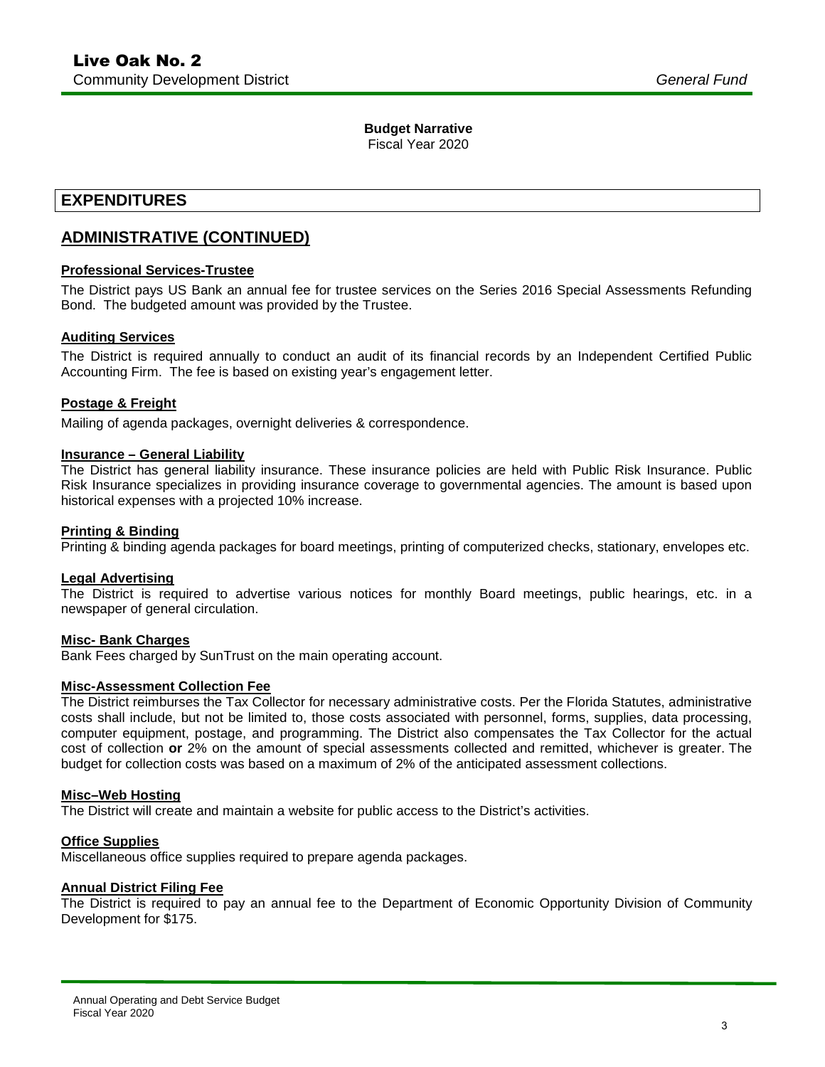# Live Oak No. 2

Community Development District *General Fund*

**Budget Narrative**
Fiscal Year 2020

## EXPENDITURES

## ADMINISTRATIVE (CONTINUED)

### Professional Services-Trustee

The District pays US Bank an annual fee for trustee services on the Series 2016 Special Assessments Refunding Bond. The budgeted amount was provided by the Trustee.

### Auditing Services

The District is required annually to conduct an audit of its financial records by an Independent Certified Public Accounting Firm. The fee is based on existing year's engagement letter.

### Postage & Freight

Mailing of agenda packages, overnight deliveries & correspondence.

### Insurance – General Liability

The District has general liability insurance. These insurance policies are held with Public Risk Insurance. Public Risk Insurance specializes in providing insurance coverage to governmental agencies. The amount is based upon historical expenses with a projected 10% increase.

### Printing & Binding

Printing & binding agenda packages for board meetings, printing of computerized checks, stationary, envelopes etc.

### Legal Advertising

The District is required to advertise various notices for monthly Board meetings, public hearings, etc. in a newspaper of general circulation.

### Misc- Bank Charges

Bank Fees charged by SunTrust on the main operating account.

### Misc-Assessment Collection Fee

The District reimburses the Tax Collector for necessary administrative costs. Per the Florida Statutes, administrative costs shall include, but not be limited to, those costs associated with personnel, forms, supplies, data processing, computer equipment, postage, and programming. The District also compensates the Tax Collector for the actual cost of collection **or** 2% on the amount of special assessments collected and remitted, whichever is greater. The budget for collection costs was based on a maximum of 2% of the anticipated assessment collections.

### Misc–Web Hosting

The District will create and maintain a website for public access to the District's activities.

### Office Supplies

Miscellaneous office supplies required to prepare agenda packages.

### Annual District Filing Fee

The District is required to pay an annual fee to the Department of Economic Opportunity Division of Community Development for $175.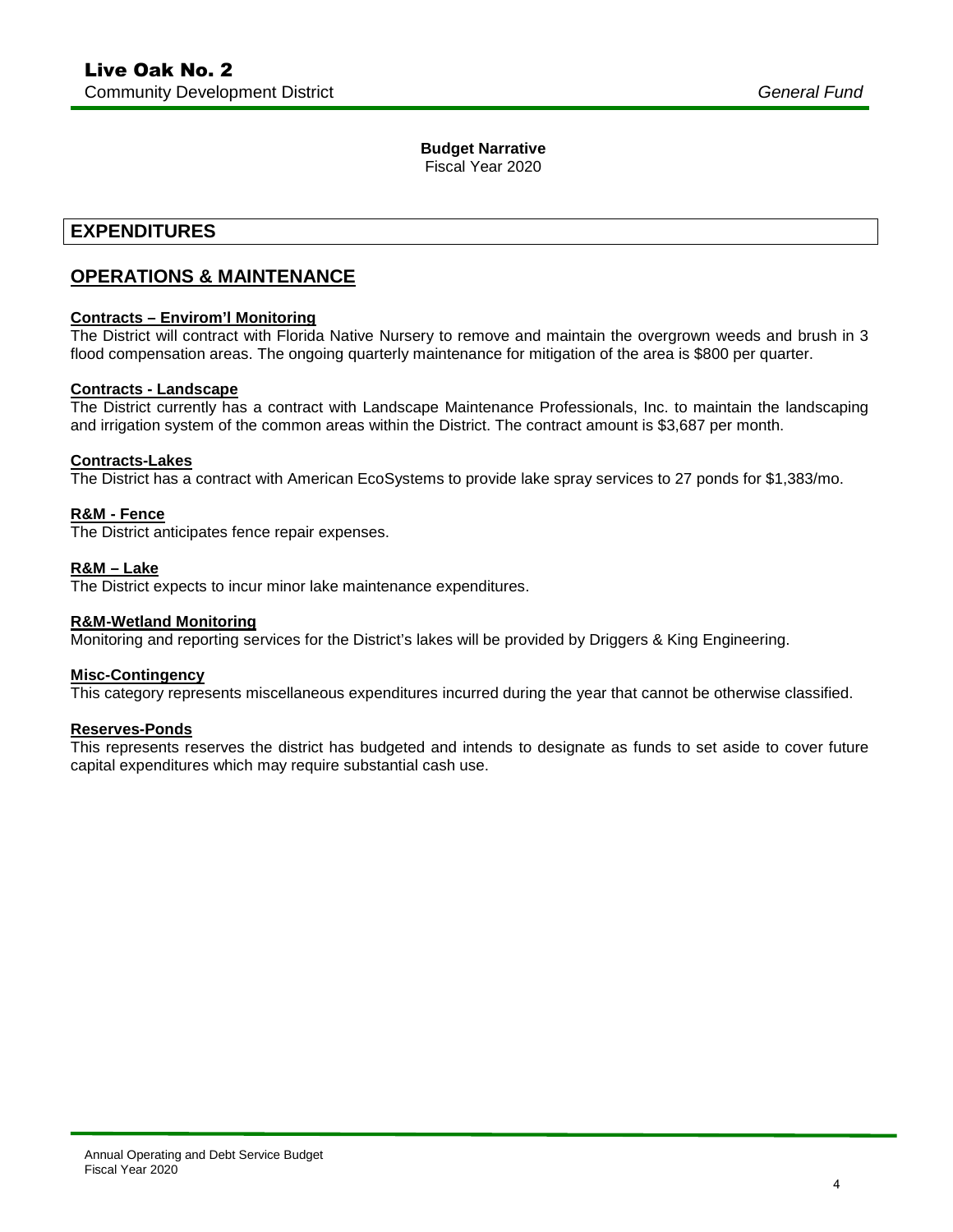**Budget Narrative**
Fiscal Year 2020

## EXPENDITURES

## OPERATIONS & MAINTENANCE

**Contracts – Envirom'l Monitoring**
The District will contract with Florida Native Nursery to remove and maintain the overgrown weeds and brush in 3 flood compensation areas. The ongoing quarterly maintenance for mitigation of the area is $800 per quarter.

**Contracts - Landscape**
The District currently has a contract with Landscape Maintenance Professionals, Inc. to maintain the landscaping and irrigation system of the common areas within the District. The contract amount is $3,687 per month.

**Contracts-Lakes**
The District has a contract with American EcoSystems to provide lake spray services to 27 ponds for $1,383/mo.

**R&M - Fence**
The District anticipates fence repair expenses.

**R&M – Lake**
The District expects to incur minor lake maintenance expenditures.

**R&M-Wetland Monitoring**
Monitoring and reporting services for the District's lakes will be provided by Driggers & King Engineering.

**Misc-Contingency**
This category represents miscellaneous expenditures incurred during the year that cannot be otherwise classified.

**Reserves-Ponds**
This represents reserves the district has budgeted and intends to designate as funds to set aside to cover future capital expenditures which may require substantial cash use.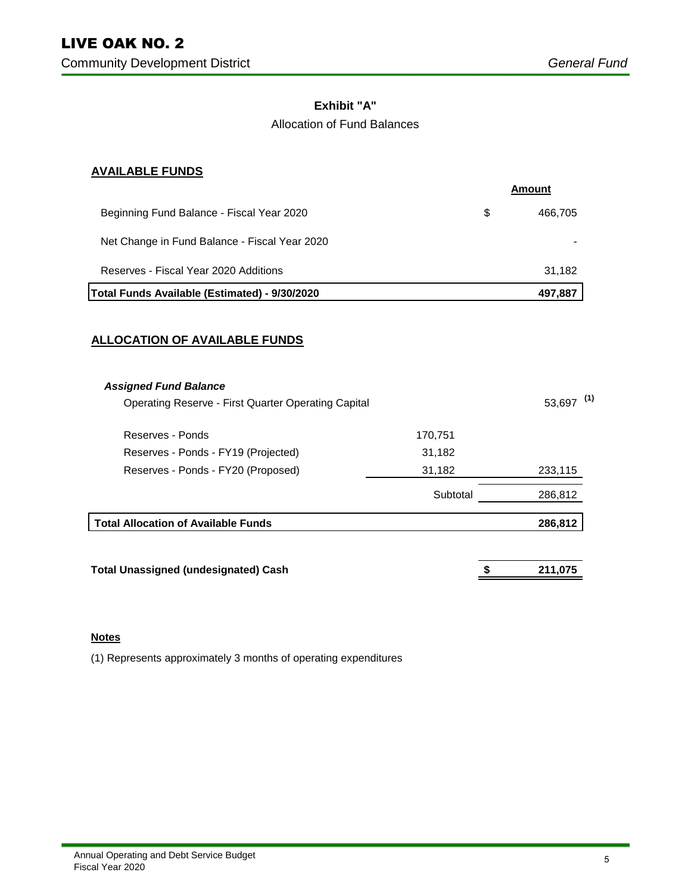# LIVE OAK NO. 2

Community Development District

*General Fund*

**Exhibit "A"**

Allocation of Fund Balances

## AVAILABLE FUNDS

| | | **Amount** |
|---|---|---|
| Beginning Fund Balance - Fiscal Year 2020 | $ | 466,705 |
| Net Change in Fund Balance - Fiscal Year 2020 | | - |
| Reserves - Fiscal Year 2020 Additions | | 31,182 |
| **Total Funds Available (Estimated) - 9/30/2020** | | **497,887** |

## ALLOCATION OF AVAILABLE FUNDS

| | | |
|---|---|---|
| ***Assigned Fund Balance*** | | |
| Operating Reserve - First Quarter Operating Capital | | 53,697 (1) |
| Reserves - Ponds | 170,751 | |
| Reserves - Ponds - FY19 (Projected) | 31,182 | |
| Reserves - Ponds - FY20 (Proposed) | 31,182 | 233,115 |
| | Subtotal | 286,812 |
| **Total Allocation of Available Funds** | | **286,812** |
| | | |
| **Total Unassigned (undesignated) Cash** | **$** | **211,075** |

**Notes**

(1) Represents approximately 3 months of operating expenditures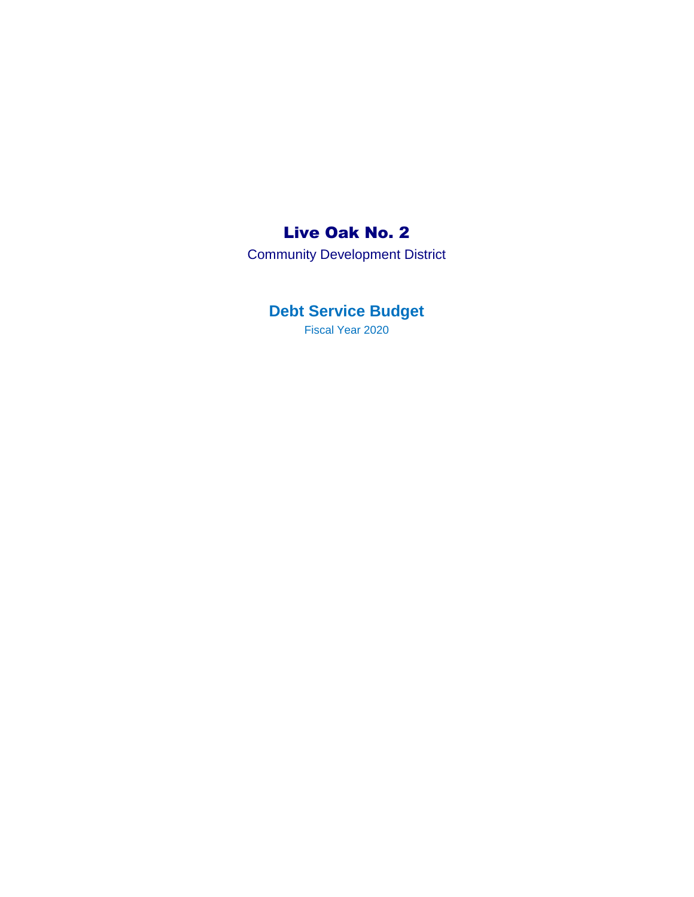# Live Oak No. 2

Community Development District

## Debt Service Budget

Fiscal Year 2020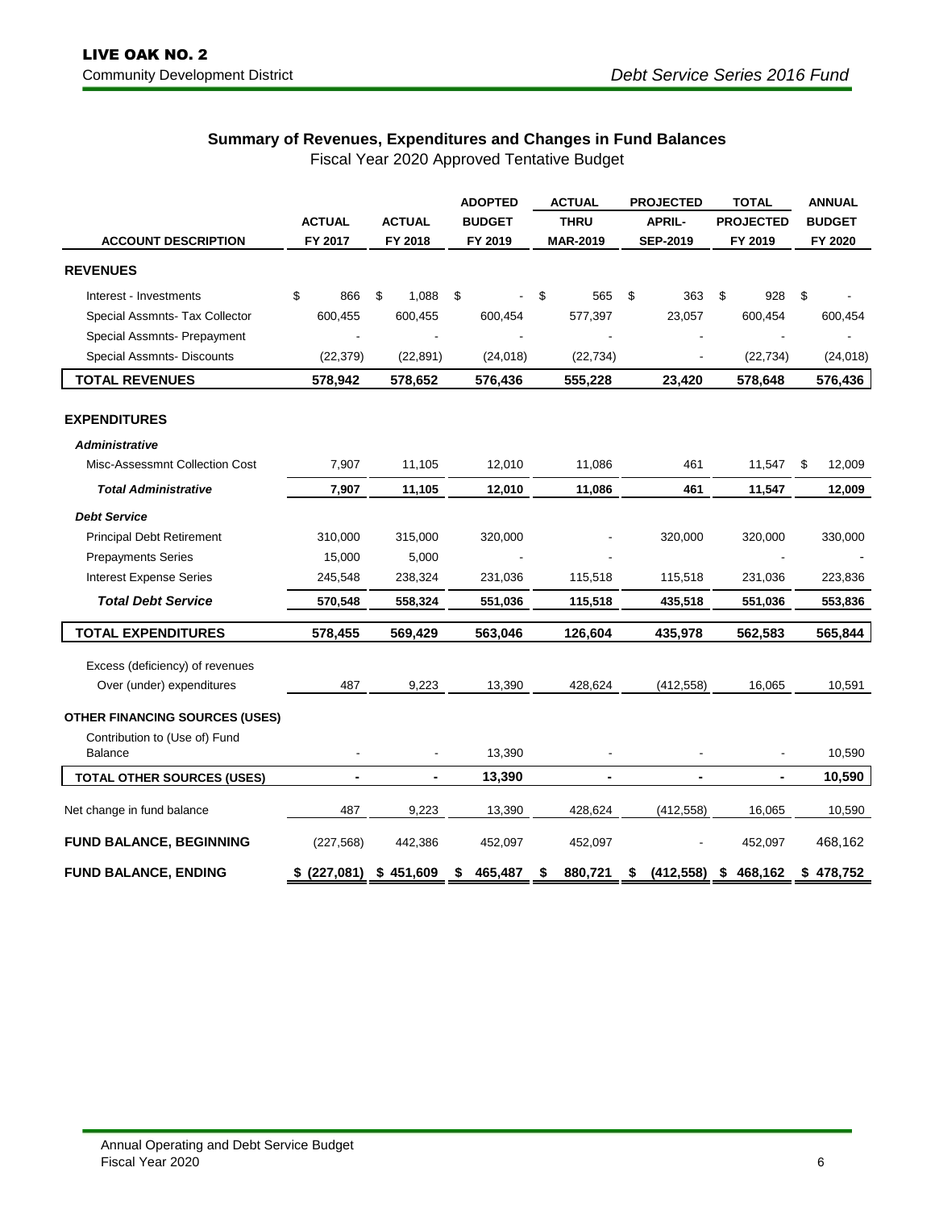**LIVE OAK NO. 2**
Community Development District

*Debt Service Series 2016 Fund*

## Summary of Revenues, Expenditures and Changes in Fund Balances

Fiscal Year 2020 Approved Tentative Budget

| ACCOUNT DESCRIPTION | ACTUAL FY 2017 | ACTUAL FY 2018 | ADOPTED BUDGET FY 2019 | ACTUAL THRU MAR-2019 | PROJECTED APRIL-SEP-2019 | TOTAL PROJECTED FY 2019 | ANNUAL BUDGET FY 2020 |
|---|---|---|---|---|---|---|---|
| **REVENUES** | | | | | | | |
| Interest - Investments | $ 866 | $ 1,088 | $ - | $ 565 | $ 363 | $ 928 | $ - |
| Special Assmnts- Tax Collector | 600,455 | 600,455 | 600,454 | 577,397 | 23,057 | 600,454 | 600,454 |
| Special Assmnts- Prepayment | - | - | - | - | - | - | - |
| Special Assmnts- Discounts | (22,379) | (22,891) | (24,018) | (22,734) | - | (22,734) | (24,018) |
| **TOTAL REVENUES** | **578,942** | **578,652** | **576,436** | **555,228** | **23,420** | **578,648** | **576,436** |
| **EXPENDITURES** | | | | | | | |
| ***Administrative*** | | | | | | | |
| Misc-Assessmnt Collection Cost | 7,907 | 11,105 | 12,010 | 11,086 | 461 | 11,547 | $ 12,009 |
| ***Total Administrative*** | **7,907** | **11,105** | **12,010** | **11,086** | **461** | **11,547** | **12,009** |
| ***Debt Service*** | | | | | | | |
| Principal Debt Retirement | 310,000 | 315,000 | 320,000 | - | 320,000 | 320,000 | 330,000 |
| Prepayments Series | 15,000 | 5,000 | - | - | | - | - |
| Interest Expense Series | 245,548 | 238,324 | 231,036 | 115,518 | 115,518 | 231,036 | 223,836 |
| ***Total Debt Service*** | **570,548** | **558,324** | **551,036** | **115,518** | **435,518** | **551,036** | **553,836** |
| **TOTAL EXPENDITURES** | **578,455** | **569,429** | **563,046** | **126,604** | **435,978** | **562,583** | **565,844** |
| Excess (deficiency) of revenues Over (under) expenditures | 487 | 9,223 | 13,390 | 428,624 | (412,558) | 16,065 | 10,591 |
| **OTHER FINANCING SOURCES (USES)** | | | | | | | |
| Contribution to (Use of) Fund Balance | - | - | 13,390 | - | - | - | 10,590 |
| **TOTAL OTHER SOURCES (USES)** | **-** | **-** | **13,390** | **-** | **-** | **-** | **10,590** |
| Net change in fund balance | 487 | 9,223 | 13,390 | 428,624 | (412,558) | 16,065 | 10,590 |
| **FUND BALANCE, BEGINNING** | (227,568) | 442,386 | 452,097 | 452,097 | - | 452,097 | 468,162 |
| **FUND BALANCE, ENDING** | **$ (227,081)** | **$ 451,609** | **$ 465,487** | **$ 880,721** | **$ (412,558)** | **$ 468,162** | **$ 478,752** |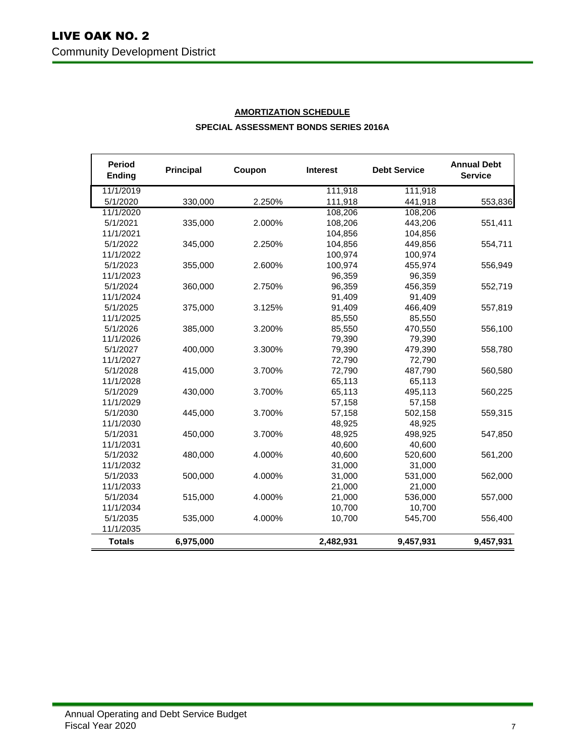# LIVE OAK NO. 2

Community Development District

**AMORTIZATION SCHEDULE**

**SPECIAL ASSESSMENT BONDS SERIES 2016A**

| Period Ending | Principal | Coupon | Interest | Debt Service | Annual Debt Service |
|---|---|---|---|---|---|
| 11/1/2019 | | | 111,918 | 111,918 | |
| 5/1/2020 | 330,000 | 2.250% | 111,918 | 441,918 | 553,836 |
| 11/1/2020 | | | 108,206 | 108,206 | |
| 5/1/2021 | 335,000 | 2.000% | 108,206 | 443,206 | 551,411 |
| 11/1/2021 | | | 104,856 | 104,856 | |
| 5/1/2022 | 345,000 | 2.250% | 104,856 | 449,856 | 554,711 |
| 11/1/2022 | | | 100,974 | 100,974 | |
| 5/1/2023 | 355,000 | 2.600% | 100,974 | 455,974 | 556,949 |
| 11/1/2023 | | | 96,359 | 96,359 | |
| 5/1/2024 | 360,000 | 2.750% | 96,359 | 456,359 | 552,719 |
| 11/1/2024 | | | 91,409 | 91,409 | |
| 5/1/2025 | 375,000 | 3.125% | 91,409 | 466,409 | 557,819 |
| 11/1/2025 | | | 85,550 | 85,550 | |
| 5/1/2026 | 385,000 | 3.200% | 85,550 | 470,550 | 556,100 |
| 11/1/2026 | | | 79,390 | 79,390 | |
| 5/1/2027 | 400,000 | 3.300% | 79,390 | 479,390 | 558,780 |
| 11/1/2027 | | | 72,790 | 72,790 | |
| 5/1/2028 | 415,000 | 3.700% | 72,790 | 487,790 | 560,580 |
| 11/1/2028 | | | 65,113 | 65,113 | |
| 5/1/2029 | 430,000 | 3.700% | 65,113 | 495,113 | 560,225 |
| 11/1/2029 | | | 57,158 | 57,158 | |
| 5/1/2030 | 445,000 | 3.700% | 57,158 | 502,158 | 559,315 |
| 11/1/2030 | | | 48,925 | 48,925 | |
| 5/1/2031 | 450,000 | 3.700% | 48,925 | 498,925 | 547,850 |
| 11/1/2031 | | | 40,600 | 40,600 | |
| 5/1/2032 | 480,000 | 4.000% | 40,600 | 520,600 | 561,200 |
| 11/1/2032 | | | 31,000 | 31,000 | |
| 5/1/2033 | 500,000 | 4.000% | 31,000 | 531,000 | 562,000 |
| 11/1/2033 | | | 21,000 | 21,000 | |
| 5/1/2034 | 515,000 | 4.000% | 21,000 | 536,000 | 557,000 |
| 11/1/2034 | | | 10,700 | 10,700 | |
| 5/1/2035 | 535,000 | 4.000% | 10,700 | 545,700 | 556,400 |
| 11/1/2035 | | | | | |
| **Totals** | **6,975,000** | | **2,482,931** | **9,457,931** | **9,457,931** |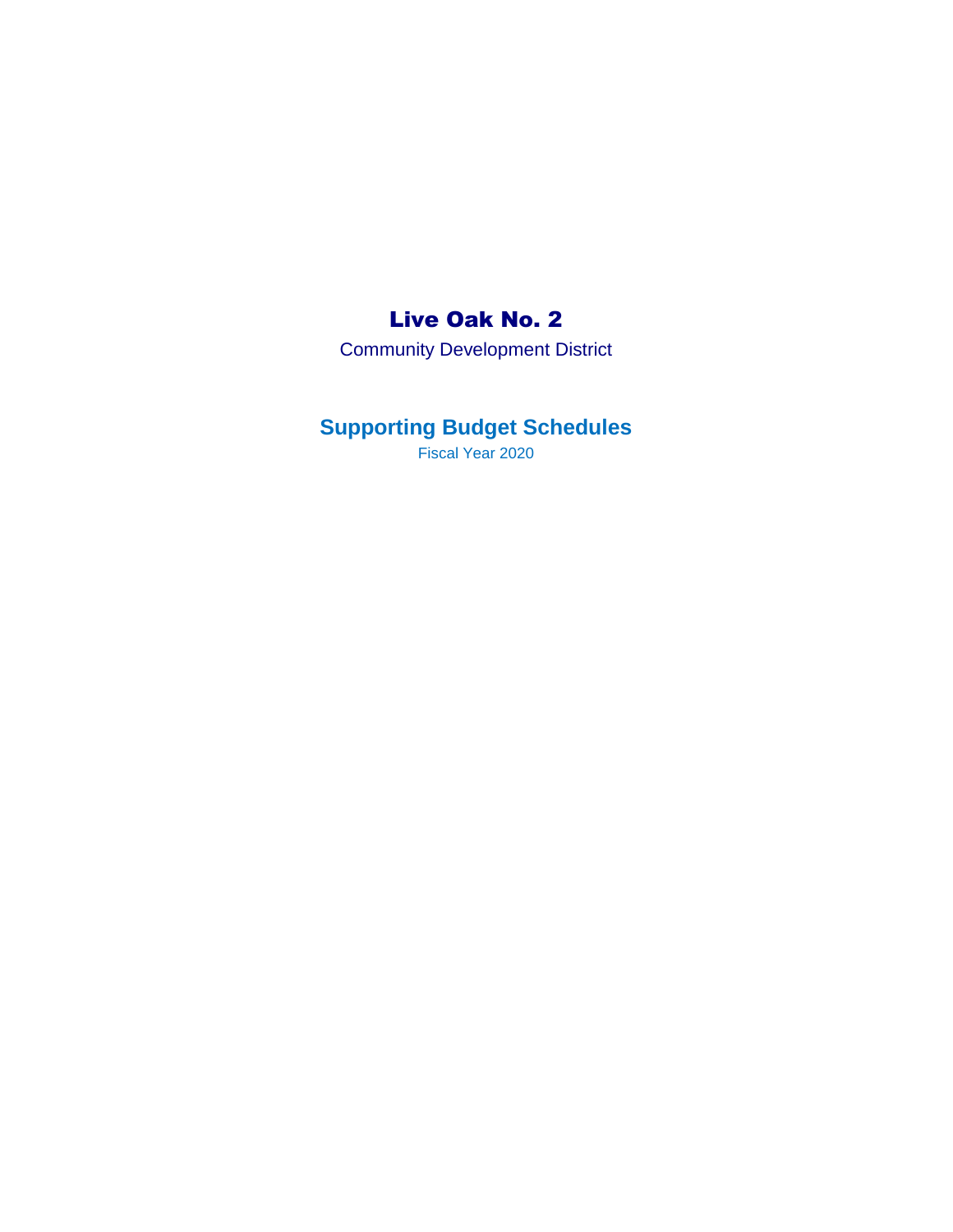# Live Oak No. 2

Community Development District

## Supporting Budget Schedules

Fiscal Year 2020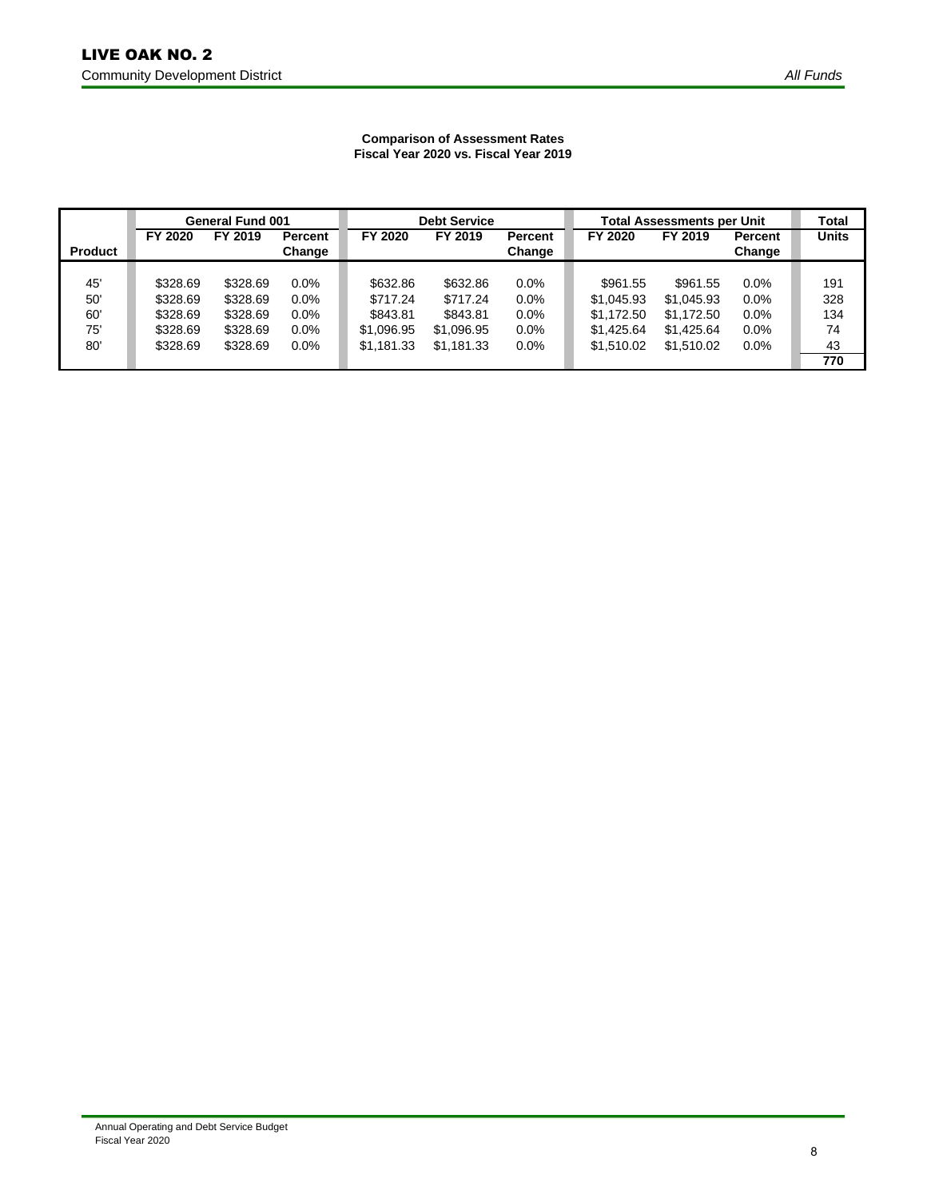**Comparison of Assessment Rates**
**Fiscal Year 2020 vs. Fiscal Year 2019**

| | General Fund 001 | | | Debt Service | | | Total Assessments per Unit | | | Total |
|---|---|---|---|---|---|---|---|---|---|---|
| Product | FY 2020 | FY 2019 | Percent Change | FY 2020 | FY 2019 | Percent Change | FY 2020 | FY 2019 | Percent Change | Units |
| 45' | $328.69 | $328.69 | 0.0% | $632.86 | $632.86 | 0.0% | $961.55 | $961.55 | 0.0% | 191 |
| 50' | $328.69 | $328.69 | 0.0% | $717.24 | $717.24 | 0.0% | $1,045.93 | $1,045.93 | 0.0% | 328 |
| 60' | $328.69 | $328.69 | 0.0% | $843.81 | $843.81 | 0.0% | $1,172.50 | $1,172.50 | 0.0% | 134 |
| 75' | $328.69 | $328.69 | 0.0% | $1,096.95 | $1,096.95 | 0.0% | $1,425.64 | $1,425.64 | 0.0% | 74 |
| 80' | $328.69 | $328.69 | 0.0% | $1,181.33 | $1,181.33 | 0.0% | $1,510.02 | $1,510.02 | 0.0% | 43 |
| | | | | | | | | | | **770** |